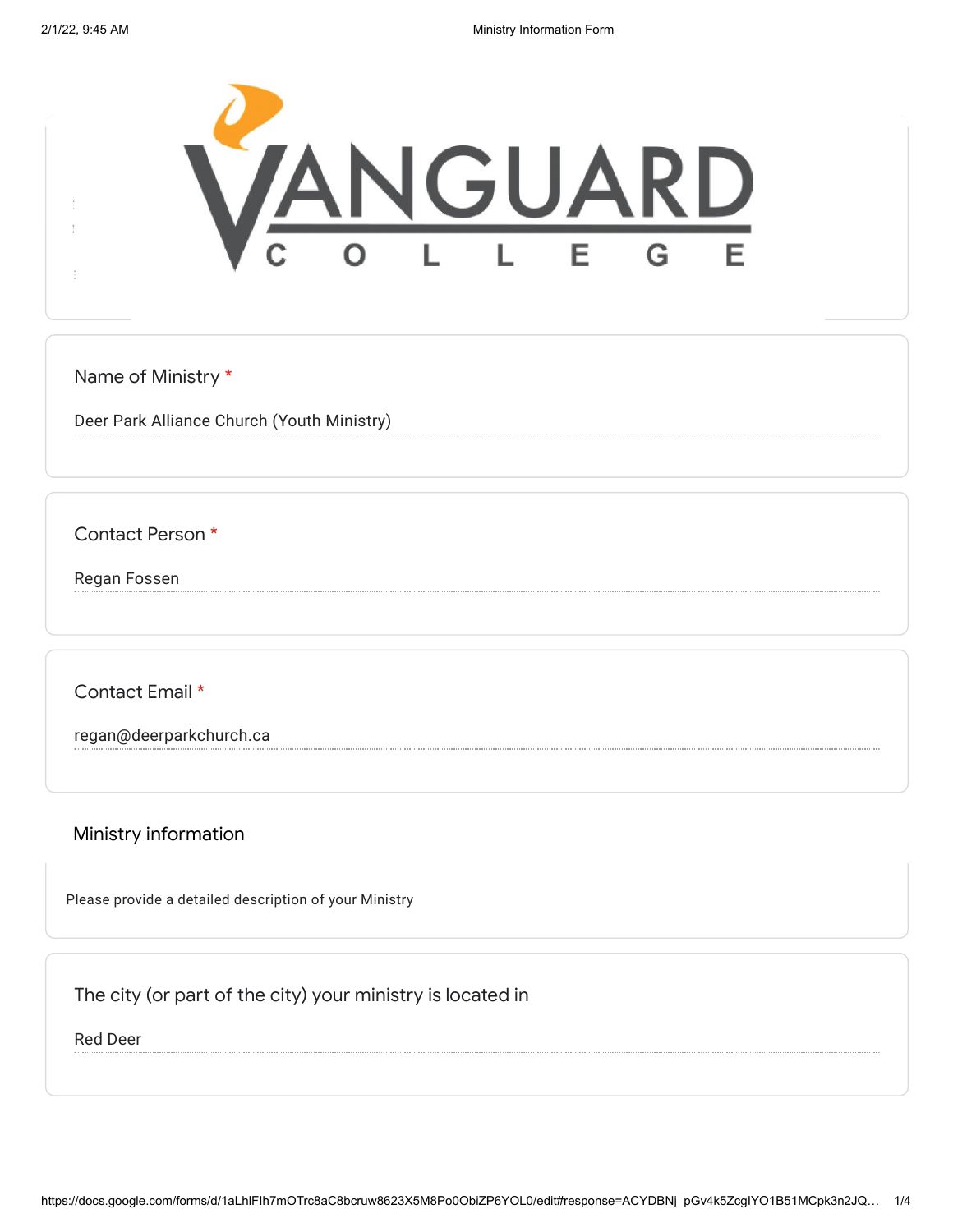VANGUARD COLLEGE

Name of Ministry *

Deer Park Alliance Church (Youth Ministry)

Contact Person *

Regan Fossen

Contact Email *

regan@deerparkchurch.ca

## Ministry information

Please provide a detailed description of your Ministry

The city (or part of the city) your ministry is located in

Red Deer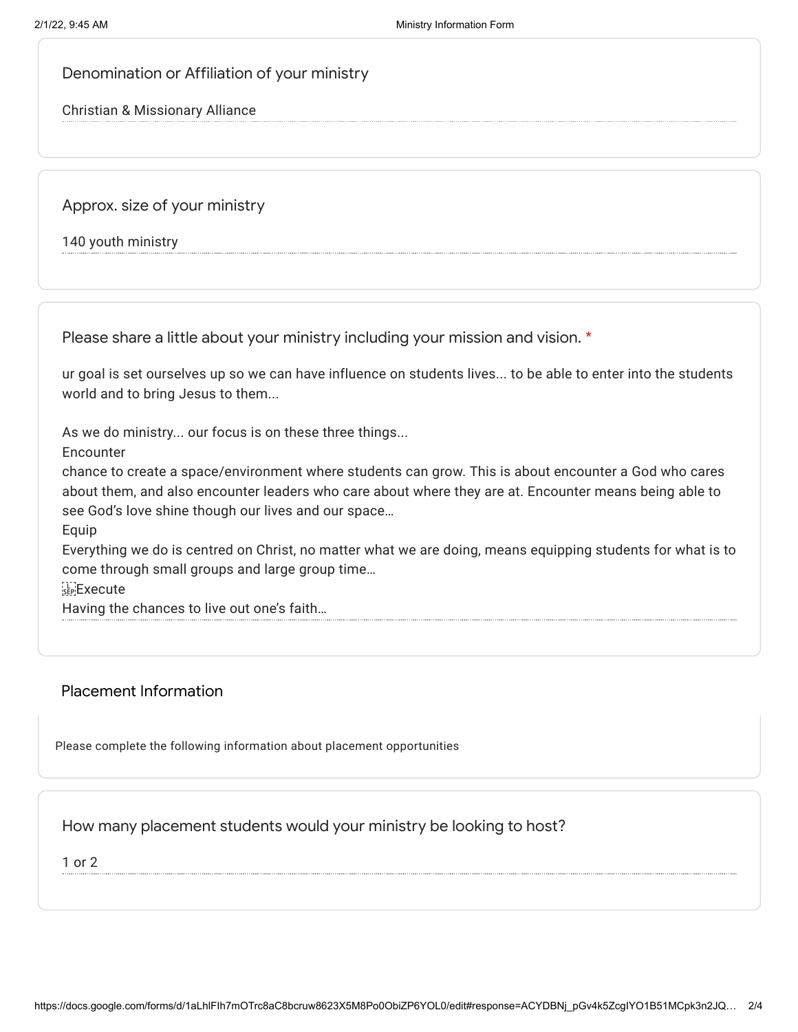Denomination or Affiliation of your ministry

Christian & Missionary Alliance

Approx. size of your ministry

140 youth ministry

Please share a little about your ministry including your mission and vision. *

ur goal is set ourselves up so we can have influence on students lives... to be able to enter into the students world and to bring Jesus to them...

As we do ministry... our focus is on these three things...

Encounter

chance to create a space/environment where students can grow. This is about encounter a God who cares about them, and also encounter leaders who care about where they are at. Encounter means being able to see God's love shine though our lives and our space…

Equip

Everything we do is centred on Christ, no matter what we are doing, means equipping students for what is to come through small groups and large group time…

Execute

Having the chances to live out one's faith…

## Placement Information

Please complete the following information about placement opportunities

How many placement students would your ministry be looking to host?

1 or 2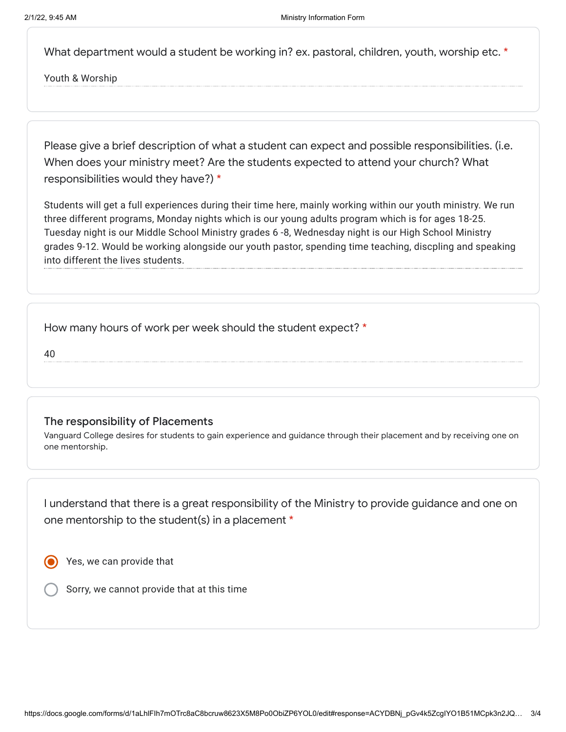What department would a student be working in? ex. pastoral, children, youth, worship etc. *

Youth & Worship

Please give a brief description of what a student can expect and possible responsibilities. (i.e. When does your ministry meet? Are the students expected to attend your church? What responsibilities would they have?) *

Students will get a full experiences during their time here, mainly working within our youth ministry. We run three different programs, Monday nights which is our young adults program which is for ages 18-25. Tuesday night is our Middle School Ministry grades 6 -8, Wednesday night is our High School Ministry grades 9-12. Would be working alongside our youth pastor, spending time teaching, discpling and speaking into different the lives students.

How many hours of work per week should the student expect? *

40

## The responsibility of Placements

Vanguard College desires for students to gain experience and guidance through their placement and by receiving one on one mentorship.

I understand that there is a great responsibility of the Ministry to provide guidance and one on one mentorship to the student(s) in a placement *

- (●) Yes, we can provide that
- ( ) Sorry, we cannot provide that at this time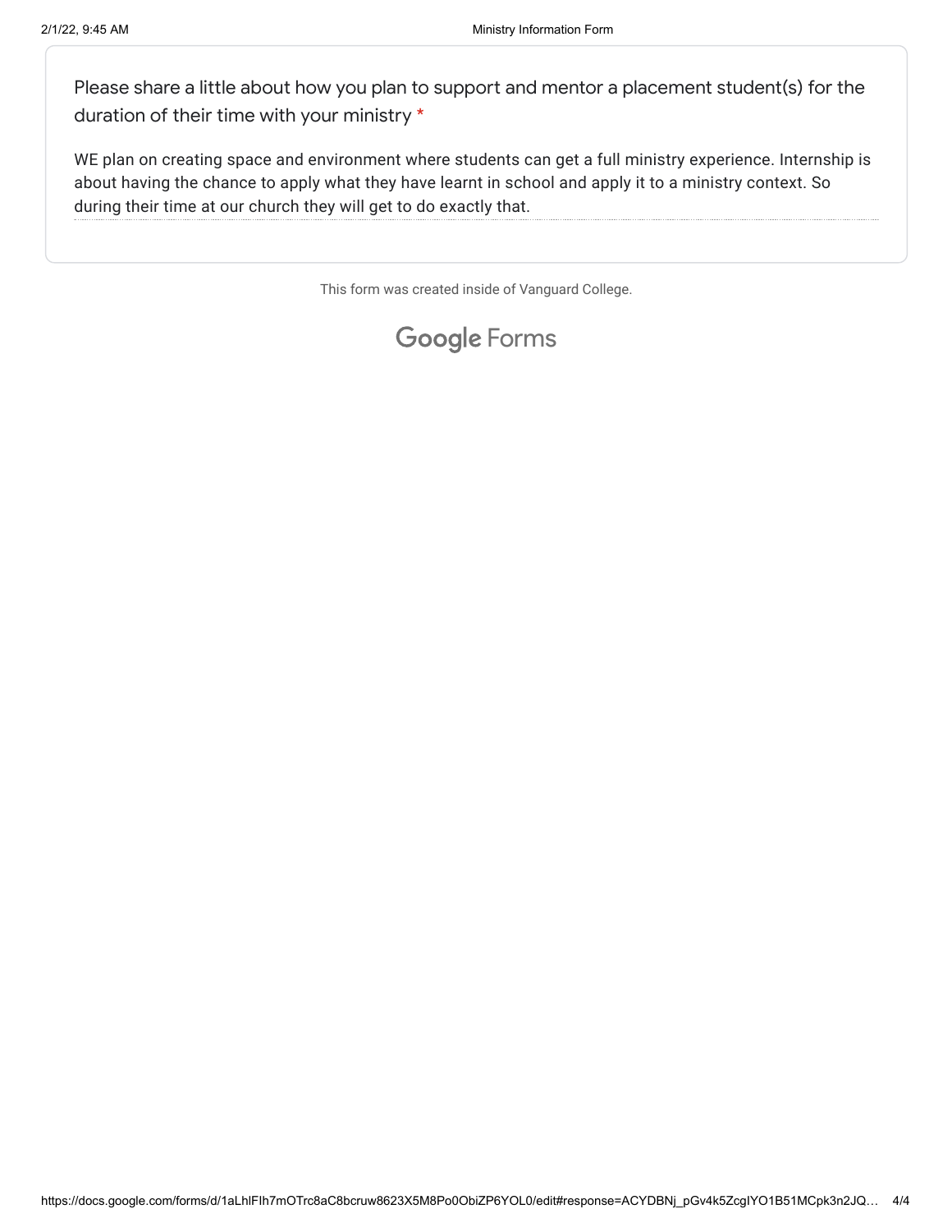Please share a little about how you plan to support and mentor a placement student(s) for the duration of their time with your ministry *

WE plan on creating space and environment where students can get a full ministry experience. Internship is about having the chance to apply what they have learnt in school and apply it to a ministry context. So during their time at our church they will get to do exactly that.

This form was created inside of Vanguard College.

Google Forms